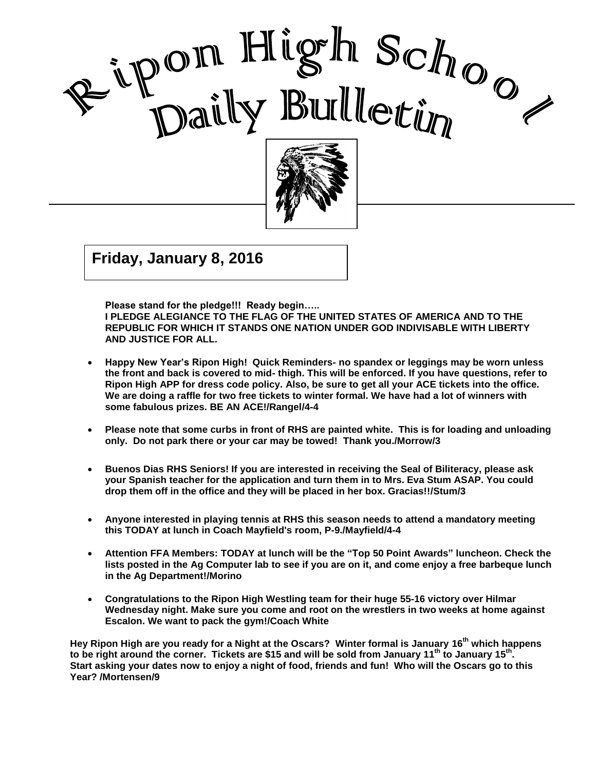# Ripon High School Daily Bulletin

**Friday, January 8, 2016**

**Please stand for the pledge!!! Ready begin…..**
**I PLEDGE ALEGIANCE TO THE FLAG OF THE UNITED STATES OF AMERICA AND TO THE REPUBLIC FOR WHICH IT STANDS ONE NATION UNDER GOD INDIVISABLE WITH LIBERTY AND JUSTICE FOR ALL.**

- **Happy New Year's Ripon High! Quick Reminders- no spandex or leggings may be worn unless the front and back is covered to mid- thigh. This will be enforced. If you have questions, refer to Ripon High APP for dress code policy. Also, be sure to get all your ACE tickets into the office. We are doing a raffle for two free tickets to winter formal. We have had a lot of winners with some fabulous prizes. BE AN ACE!/Rangel/4-4**

- **Please note that some curbs in front of RHS are painted white. This is for loading and unloading only. Do not park there or your car may be towed! Thank you./Morrow/3**

- **Buenos Dias RHS Seniors! If you are interested in receiving the Seal of Biliteracy, please ask your Spanish teacher for the application and turn them in to Mrs. Eva Stum ASAP. You could drop them off in the office and they will be placed in her box. Gracias!!/Stum/3**

- **Anyone interested in playing tennis at RHS this season needs to attend a mandatory meeting this TODAY at lunch in Coach Mayfield's room, P-9./Mayfield/4-4**

- **Attention FFA Members: TODAY at lunch will be the "Top 50 Point Awards" luncheon. Check the lists posted in the Ag Computer lab to see if you are on it, and come enjoy a free barbeque lunch in the Ag Department!/Morino**

- **Congratulations to the Ripon High Westling team for their huge 55-16 victory over Hilmar Wednesday night. Make sure you come and root on the wrestlers in two weeks at home against Escalon. We want to pack the gym!/Coach White**

**Hey Ripon High are you ready for a Night at the Oscars? Winter formal is January 16th which happens to be right around the corner. Tickets are $15 and will be sold from January 11th to January 15th. Start asking your dates now to enjoy a night of food, friends and fun! Who will the Oscars go to this Year? /Mortensen/9**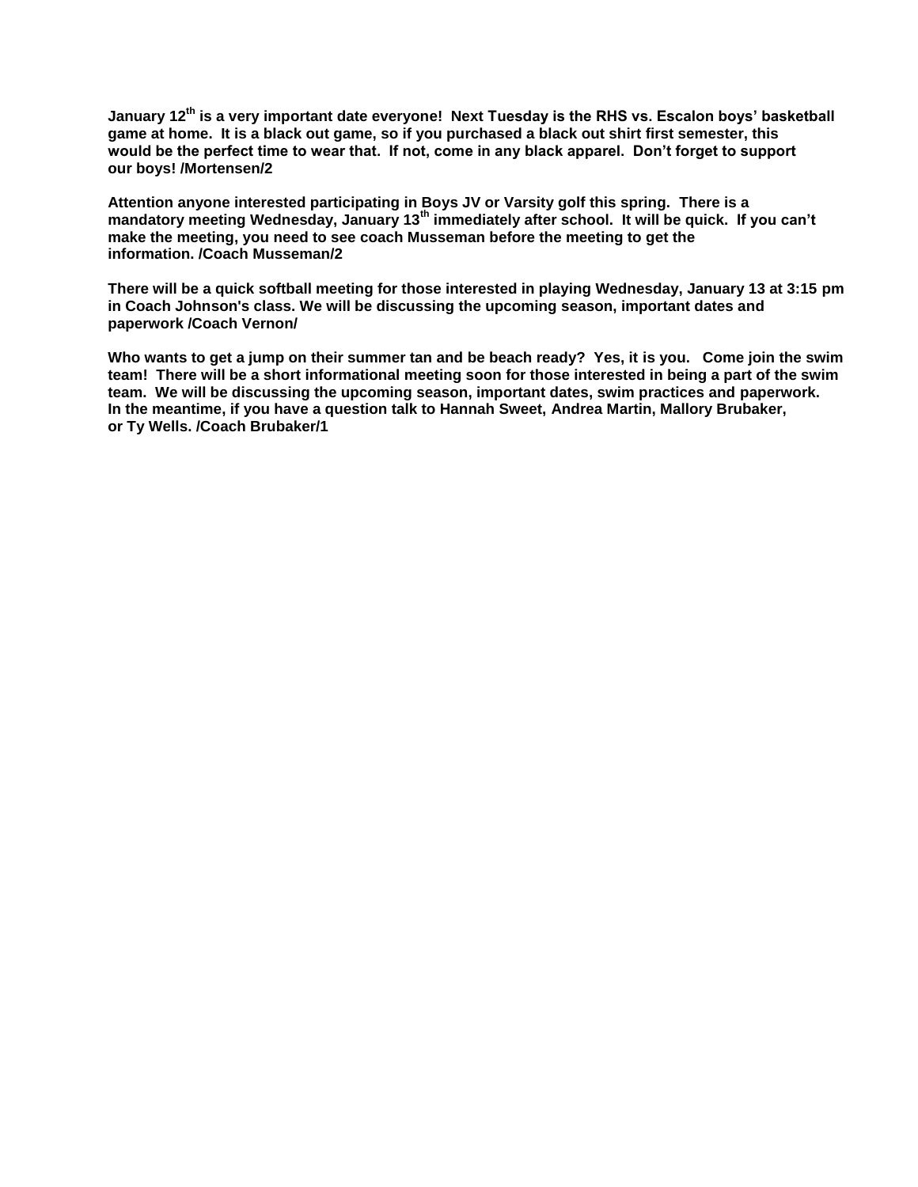**January 12th is a very important date everyone! Next Tuesday is the RHS vs. Escalon boys' basketball game at home. It is a black out game, so if you purchased a black out shirt first semester, this would be the perfect time to wear that. If not, come in any black apparel. Don't forget to support our boys! /Mortensen/2**

**Attention anyone interested participating in Boys JV or Varsity golf this spring. There is a mandatory meeting Wednesday, January 13th immediately after school. It will be quick. If you can't make the meeting, you need to see coach Musseman before the meeting to get the information. /Coach Musseman/2**

**There will be a quick softball meeting for those interested in playing Wednesday, January 13 at 3:15 pm in Coach Johnson's class. We will be discussing the upcoming season, important dates and paperwork /Coach Vernon/**

**Who wants to get a jump on their summer tan and be beach ready? Yes, it is you. Come join the swim team! There will be a short informational meeting soon for those interested in being a part of the swim team. We will be discussing the upcoming season, important dates, swim practices and paperwork. In the meantime, if you have a question talk to Hannah Sweet, Andrea Martin, Mallory Brubaker, or Ty Wells. /Coach Brubaker/1**